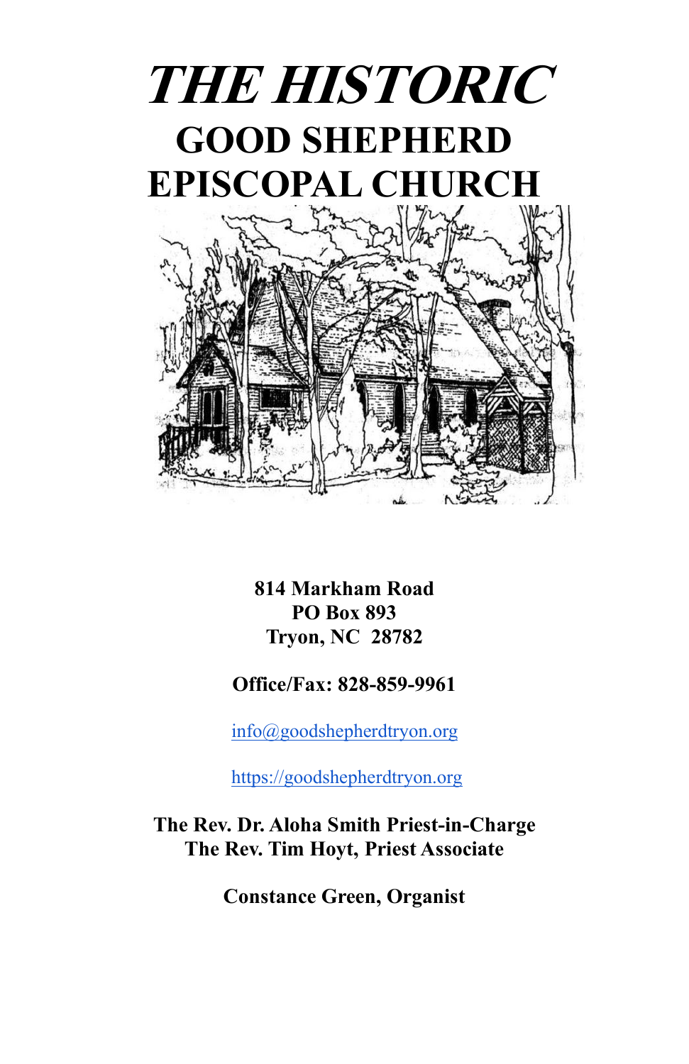# *THE HISTORIC*

# GOOD SHEPHERD EPISCOPAL CHURCH

**814 Markham Road**
**PO Box 893**
**Tryon, NC  28782**

**Office/Fax: 828-859-9961**

info@goodshepherdtryon.org

https://goodshepherdtryon.org

**The Rev. Dr. Aloha Smith Priest-in-Charge**
**The Rev. Tim Hoyt, Priest Associate**

**Constance Green, Organist**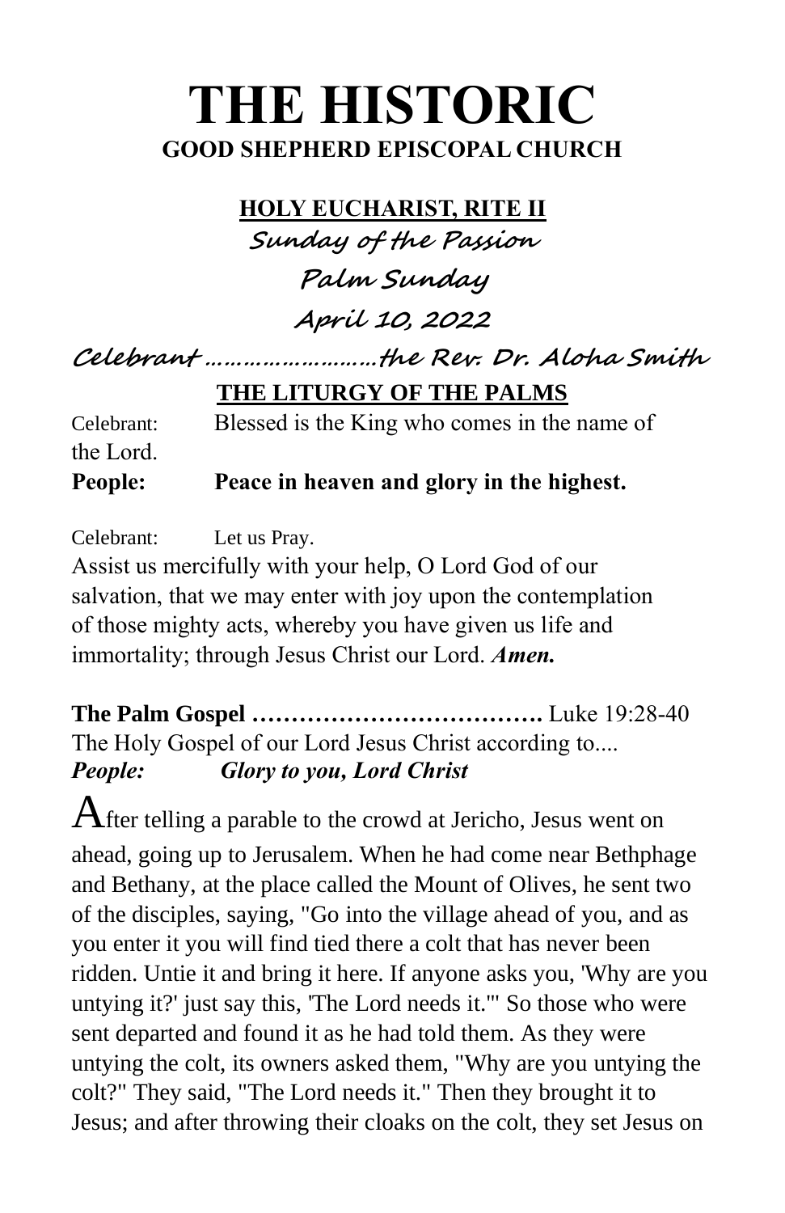# THE HISTORIC

## GOOD SHEPHERD EPISCOPAL CHURCH

### HOLY EUCHARIST, RITE II

*Sunday of the Passion*

*Palm Sunday*

*April 10, 2022*

*Celebrant ………………………the Rev. Dr. Aloha Smith*

### THE LITURGY OF THE PALMS

Celebrant: Blessed is the King who comes in the name of the Lord.

**People: Peace in heaven and glory in the highest.**

Celebrant: Let us Pray.

Assist us mercifully with your help, O Lord God of our salvation, that we may enter with joy upon the contemplation of those mighty acts, whereby you have given us life and immortality; through Jesus Christ our Lord. ***Amen.***

**The Palm Gospel ……………………………….** Luke 19:28-40

The Holy Gospel of our Lord Jesus Christ according to....

***People: Glory to you, Lord Christ***

After telling a parable to the crowd at Jericho, Jesus went on ahead, going up to Jerusalem. When he had come near Bethphage and Bethany, at the place called the Mount of Olives, he sent two of the disciples, saying, "Go into the village ahead of you, and as you enter it you will find tied there a colt that has never been ridden. Untie it and bring it here. If anyone asks you, 'Why are you untying it?' just say this, 'The Lord needs it.'" So those who were sent departed and found it as he had told them. As they were untying the colt, its owners asked them, "Why are you untying the colt?" They said, "The Lord needs it." Then they brought it to Jesus; and after throwing their cloaks on the colt, they set Jesus on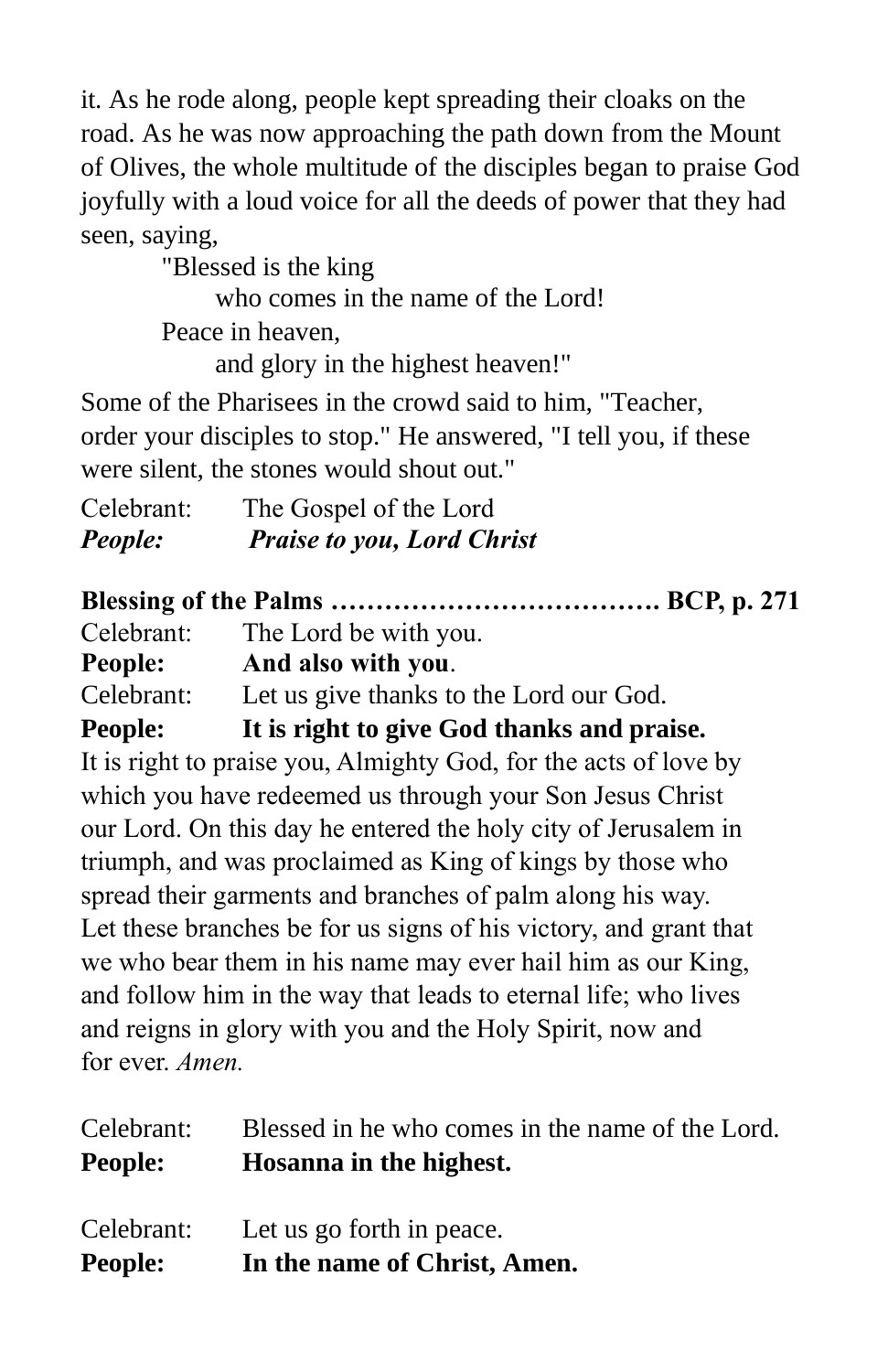it. As he rode along, people kept spreading their cloaks on the road. As he was now approaching the path down from the Mount of Olives, the whole multitude of the disciples began to praise God joyfully with a loud voice for all the deeds of power that they had seen, saying,

> "Blessed is the king
> who comes in the name of the Lord!
> Peace in heaven,
> and glory in the highest heaven!"

Some of the Pharisees in the crowd said to him, "Teacher, order your disciples to stop." He answered, "I tell you, if these were silent, the stones would shout out."

Celebrant: The Gospel of the Lord
***People: Praise to you, Lord Christ***

**Blessing of the Palms ………………………………. BCP, p. 271**

Celebrant: The Lord be with you.
**People: And also with you**.
Celebrant: Let us give thanks to the Lord our God.
**People: It is right to give God thanks and praise.**

It is right to praise you, Almighty God, for the acts of love by which you have redeemed us through your Son Jesus Christ our Lord. On this day he entered the holy city of Jerusalem in triumph, and was proclaimed as King of kings by those who spread their garments and branches of palm along his way. Let these branches be for us signs of his victory, and grant that we who bear them in his name may ever hail him as our King, and follow him in the way that leads to eternal life; who lives and reigns in glory with you and the Holy Spirit, now and for ever. *Amen.*

Celebrant: Blessed in he who comes in the name of the Lord.
**People: Hosanna in the highest.**

Celebrant: Let us go forth in peace.
**People: In the name of Christ, Amen.**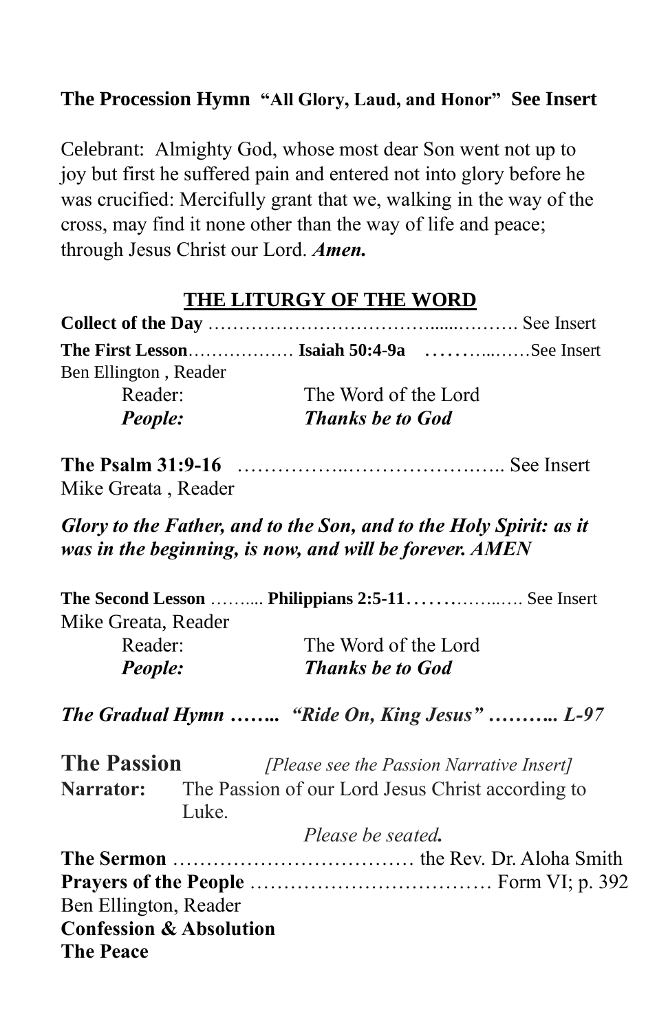**The Procession Hymn "All Glory, Laud, and Honor" See Insert**

Celebrant: Almighty God, whose most dear Son went not up to joy but first he suffered pain and entered not into glory before he was crucified: Mercifully grant that we, walking in the way of the cross, may find it none other than the way of life and peace; through Jesus Christ our Lord. ***Amen.***

## THE LITURGY OF THE WORD

**Collect of the Day** ……………………………......………. See Insert

**The First Lesson**……………… **Isaiah 50:4-9a** ……….....……See Insert
Ben Ellington , Reader

Reader: The Word of the Lord
***People:*** ***Thanks be to God***

**The Psalm 31:9-16** ……………..…………………..….. See Insert
Mike Greata , Reader

***Glory to the Father, and to the Son, and to the Holy Spirit: as it was in the beginning, is now, and will be forever. AMEN***

**The Second Lesson** …….... **Philippians 2:5-11**……….……..…. See Insert
Mike Greata, Reader

Reader: The Word of the Lord
***People:*** ***Thanks be to God***

***The Gradual Hymn …….. "Ride On, King Jesus" ……….. L-97***

**The Passion** *[Please see the Passion Narrative Insert]*

**Narrator:** The Passion of our Lord Jesus Christ according to Luke.

*Please be seated.*

**The Sermon** ……………………………… the Rev. Dr. Aloha Smith

**Prayers of the People** ……………………………… Form VI; p. 392
Ben Ellington, Reader

**Confession & Absolution**

**The Peace**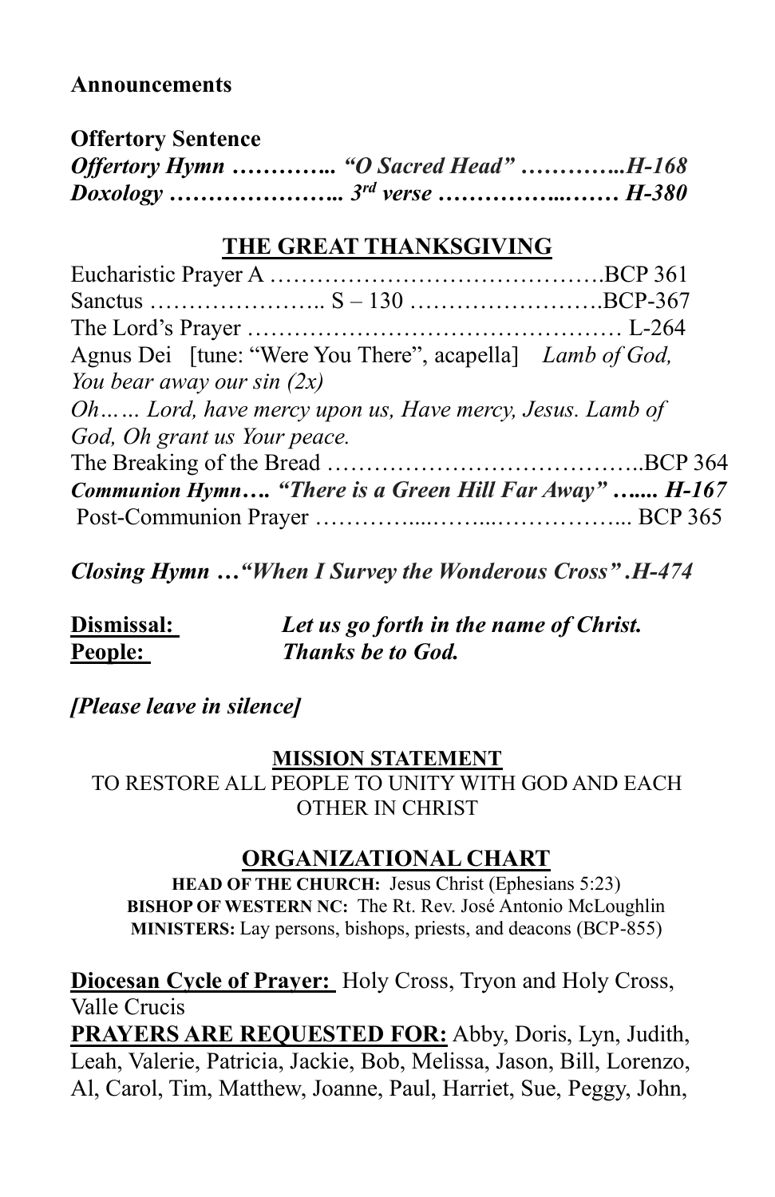**Announcements**

**Offertory Sentence**

***Offertory Hymn ………….. "O Sacred Head" …………..H-168***

***Doxology ………………….. 3rd verse ……………..…… H-380***

## THE GREAT THANKSGIVING

Eucharistic Prayer A …………………………………….BCP 361

Sanctus ………………….. S – 130 …………………….BCP-367

The Lord's Prayer ………………………………………… L-264

Agnus Dei [tune: "Were You There", acapella] *Lamb of God, You bear away our sin (2x)*

*Oh…… Lord, have mercy upon us, Have mercy, Jesus. Lamb of God, Oh grant us Your peace.*

The Breaking of the Bread …………………………………..BCP 364

***Communion Hymn…. "There is a Green Hill Far Away" ….... H-167***

Post-Communion Prayer …………....……...……………... BCP 365

***Closing Hymn …"When I Survey the Wonderous Cross" .H-474***

**Dismissal:** ***Let us go forth in the name of Christ.***

**People:** ***Thanks be to God.***

***[Please leave in silence]***

**MISSION STATEMENT**

TO RESTORE ALL PEOPLE TO UNITY WITH GOD AND EACH OTHER IN CHRIST

## ORGANIZATIONAL CHART

**HEAD OF THE CHURCH:** Jesus Christ (Ephesians 5:23)

**BISHOP OF WESTERN NC:** The Rt. Rev. José Antonio McLoughlin

**MINISTERS:** Lay persons, bishops, priests, and deacons (BCP-855)

**Diocesan Cycle of Prayer:** Holy Cross, Tryon and Holy Cross, Valle Crucis

**PRAYERS ARE REQUESTED FOR:** Abby, Doris, Lyn, Judith, Leah, Valerie, Patricia, Jackie, Bob, Melissa, Jason, Bill, Lorenzo, Al, Carol, Tim, Matthew, Joanne, Paul, Harriet, Sue, Peggy, John,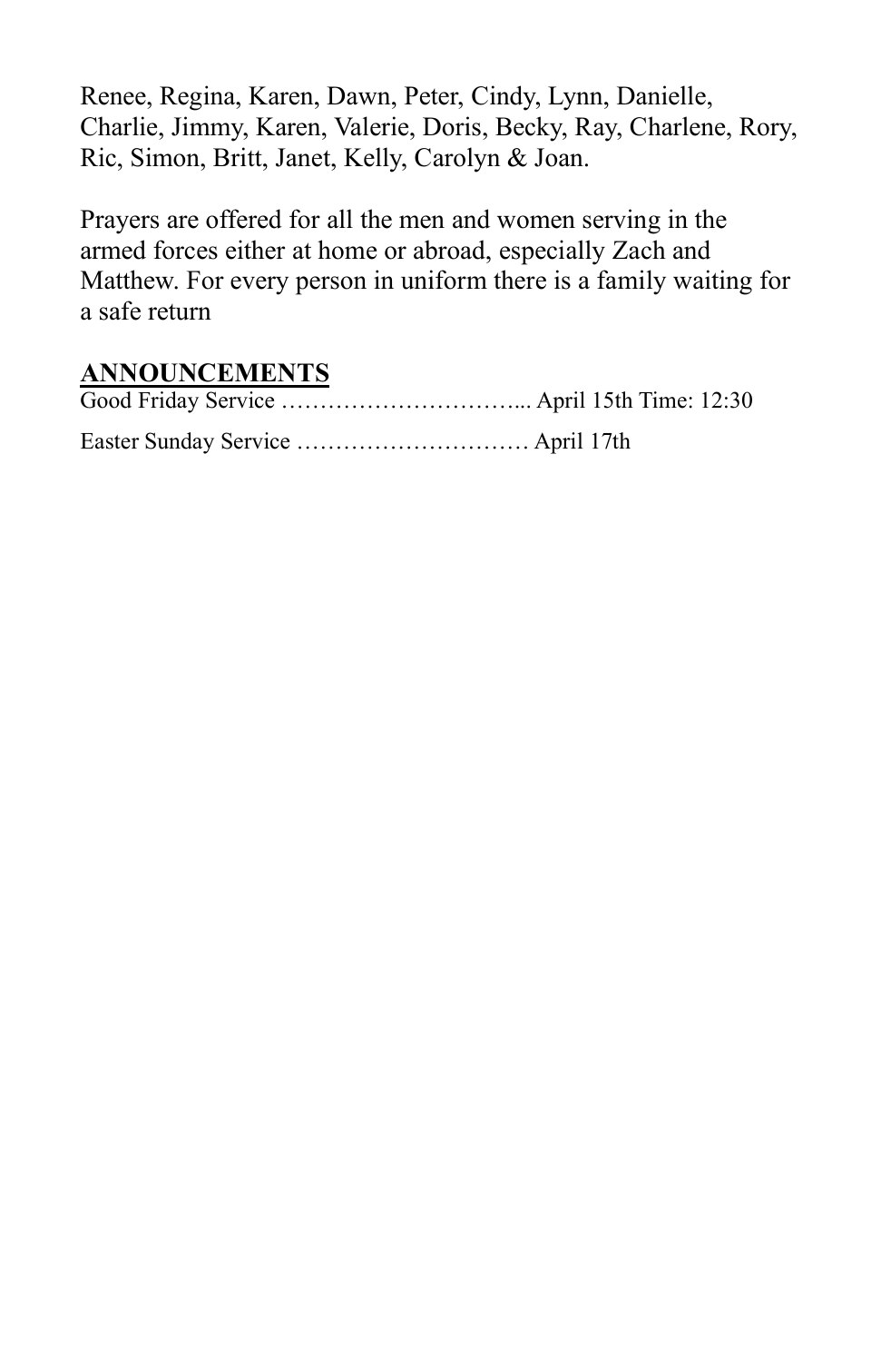Renee, Regina, Karen, Dawn, Peter, Cindy, Lynn, Danielle, Charlie, Jimmy, Karen, Valerie, Doris, Becky, Ray, Charlene, Rory, Ric, Simon, Britt, Janet, Kelly, Carolyn & Joan.

Prayers are offered for all the men and women serving in the armed forces either at home or abroad, especially Zach and Matthew. For every person in uniform there is a family waiting for a safe return

## ANNOUNCEMENTS

Good Friday Service …………………………... April 15th Time: 12:30

Easter Sunday Service ………………………… April 17th